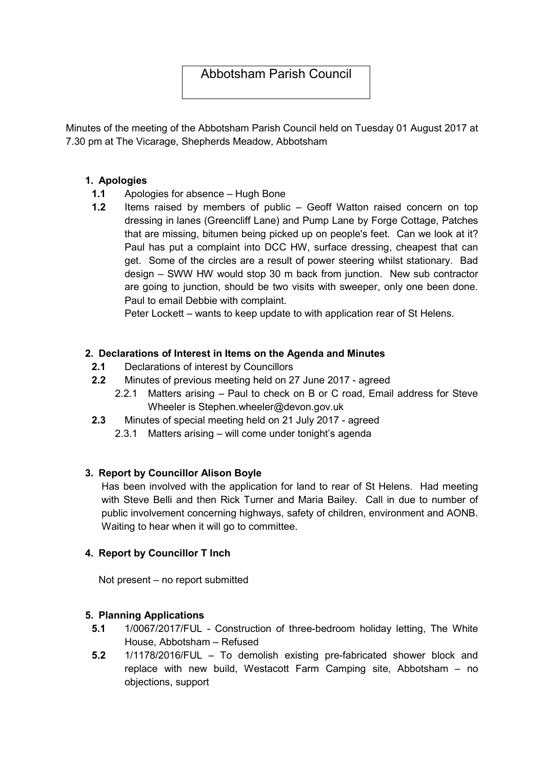# Abbotsham Parish Council

Minutes of the meeting of the Abbotsham Parish Council held on Tuesday 01 August 2017 at 7.30 pm at The Vicarage, Shepherds Meadow, Abbotsham

## 1. Apologies

**1.1** Apologies for absence – Hugh Bone

**1.2** Items raised by members of public – Geoff Watton raised concern on top dressing in lanes (Greencliff Lane) and Pump Lane by Forge Cottage, Patches that are missing, bitumen being picked up on people's feet. Can we look at it? Paul has put a complaint into DCC HW, surface dressing, cheapest that can get. Some of the circles are a result of power steering whilst stationary. Bad design – SWW HW would stop 30 m back from junction. New sub contractor are going to junction, should be two visits with sweeper, only one been done. Paul to email Debbie with complaint.

Peter Lockett – wants to keep update to with application rear of St Helens.

## 2. Declarations of Interest in Items on the Agenda and Minutes

**2.1** Declarations of interest by Councillors

**2.2** Minutes of previous meeting held on 27 June 2017 - agreed

2.2.1 Matters arising – Paul to check on B or C road, Email address for Steve Wheeler is Stephen.wheeler@devon.gov.uk

**2.3** Minutes of special meeting held on 21 July 2017 - agreed

2.3.1 Matters arising – will come under tonight's agenda

## 3. Report by Councillor Alison Boyle

Has been involved with the application for land to rear of St Helens. Had meeting with Steve Belli and then Rick Turner and Maria Bailey. Call in due to number of public involvement concerning highways, safety of children, environment and AONB. Waiting to hear when it will go to committee.

## 4. Report by Councillor T Inch

Not present – no report submitted

## 5. Planning Applications

**5.1** 1/0067/2017/FUL - Construction of three-bedroom holiday letting, The White House, Abbotsham – Refused

**5.2** 1/1178/2016/FUL – To demolish existing pre-fabricated shower block and replace with new build, Westacott Farm Camping site, Abbotsham – no objections, support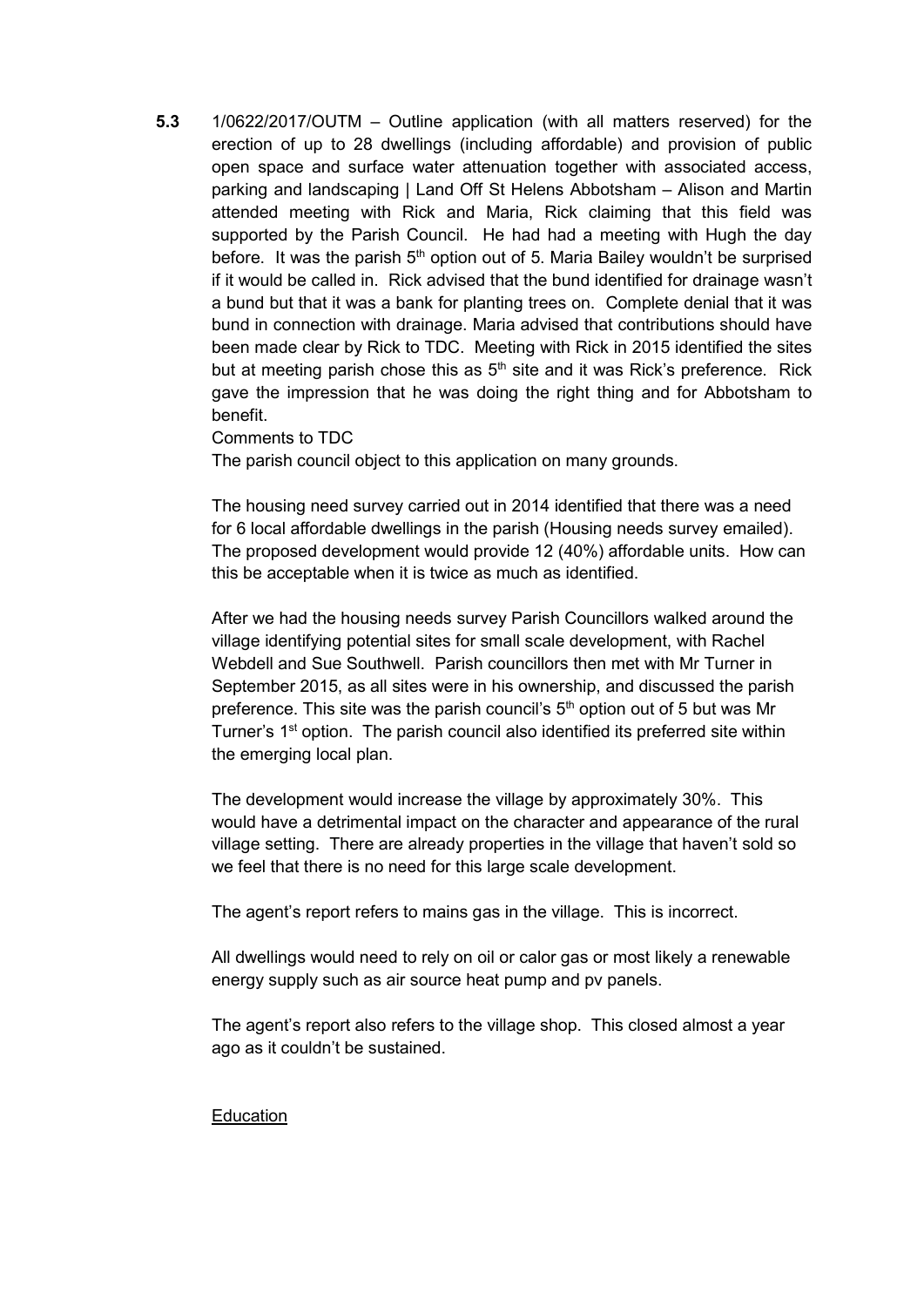**5.3** 1/0622/2017/OUTM – Outline application (with all matters reserved) for the erection of up to 28 dwellings (including affordable) and provision of public open space and surface water attenuation together with associated access, parking and landscaping | Land Off St Helens Abbotsham – Alison and Martin attended meeting with Rick and Maria, Rick claiming that this field was supported by the Parish Council. He had had a meeting with Hugh the day before. It was the parish 5th option out of 5. Maria Bailey wouldn't be surprised if it would be called in. Rick advised that the bund identified for drainage wasn't a bund but that it was a bank for planting trees on. Complete denial that it was bund in connection with drainage. Maria advised that contributions should have been made clear by Rick to TDC. Meeting with Rick in 2015 identified the sites but at meeting parish chose this as 5th site and it was Rick's preference. Rick gave the impression that he was doing the right thing and for Abbotsham to benefit.

Comments to TDC

The parish council object to this application on many grounds.

The housing need survey carried out in 2014 identified that there was a need for 6 local affordable dwellings in the parish (Housing needs survey emailed). The proposed development would provide 12 (40%) affordable units. How can this be acceptable when it is twice as much as identified.

After we had the housing needs survey Parish Councillors walked around the village identifying potential sites for small scale development, with Rachel Webdell and Sue Southwell. Parish councillors then met with Mr Turner in September 2015, as all sites were in his ownership, and discussed the parish preference. This site was the parish council's 5th option out of 5 but was Mr Turner's 1st option. The parish council also identified its preferred site within the emerging local plan.

The development would increase the village by approximately 30%. This would have a detrimental impact on the character and appearance of the rural village setting. There are already properties in the village that haven't sold so we feel that there is no need for this large scale development.

The agent's report refers to mains gas in the village. This is incorrect.

All dwellings would need to rely on oil or calor gas or most likely a renewable energy supply such as air source heat pump and pv panels.

The agent's report also refers to the village shop. This closed almost a year ago as it couldn't be sustained.

<u>Education</u>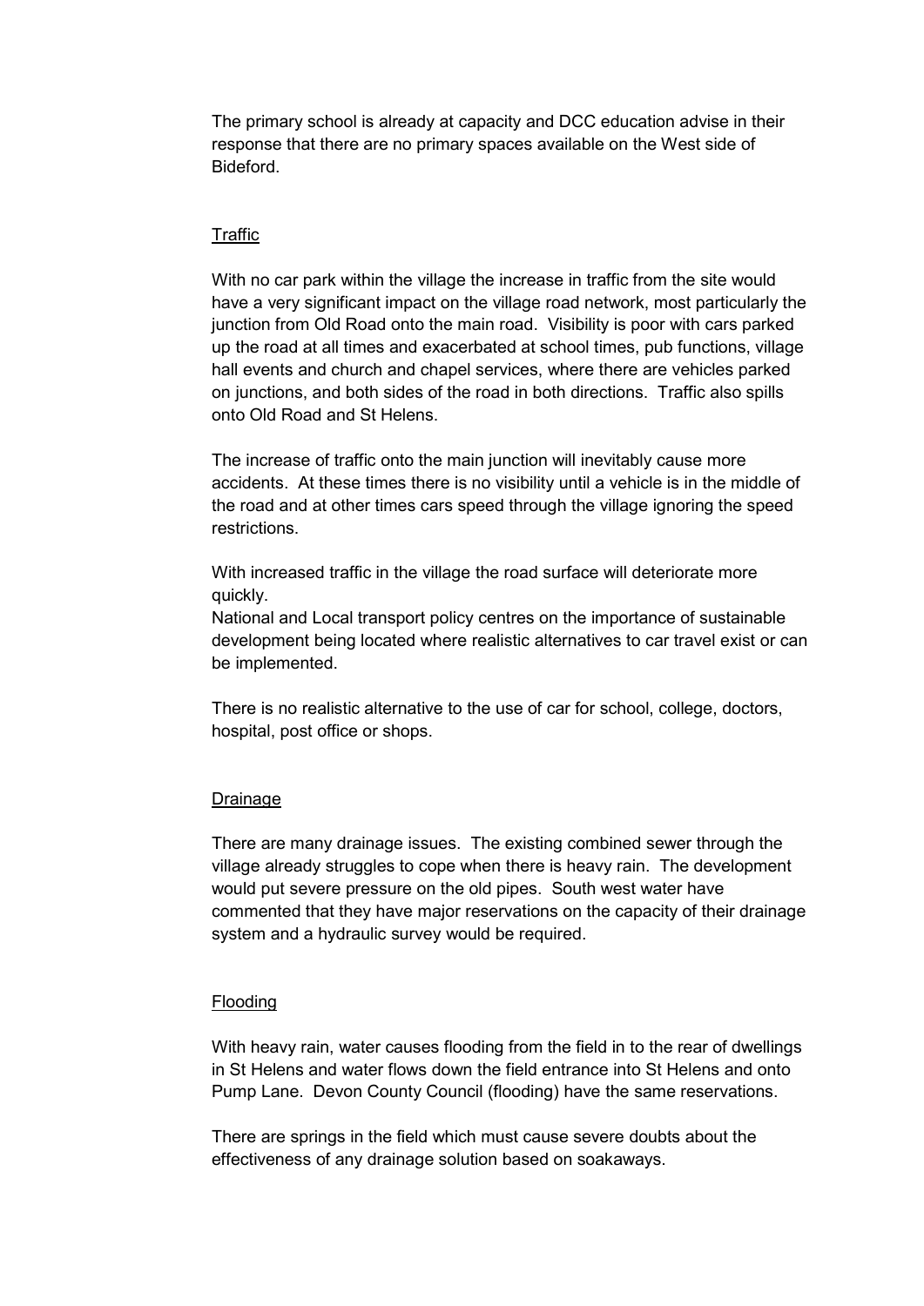The primary school is already at capacity and DCC education advise in their response that there are no primary spaces available on the West side of Bideford.

## Traffic

With no car park within the village the increase in traffic from the site would have a very significant impact on the village road network, most particularly the junction from Old Road onto the main road. Visibility is poor with cars parked up the road at all times and exacerbated at school times, pub functions, village hall events and church and chapel services, where there are vehicles parked on junctions, and both sides of the road in both directions. Traffic also spills onto Old Road and St Helens.

The increase of traffic onto the main junction will inevitably cause more accidents. At these times there is no visibility until a vehicle is in the middle of the road and at other times cars speed through the village ignoring the speed restrictions.

With increased traffic in the village the road surface will deteriorate more quickly.
National and Local transport policy centres on the importance of sustainable development being located where realistic alternatives to car travel exist or can be implemented.

There is no realistic alternative to the use of car for school, college, doctors, hospital, post office or shops.

## Drainage

There are many drainage issues. The existing combined sewer through the village already struggles to cope when there is heavy rain. The development would put severe pressure on the old pipes. South west water have commented that they have major reservations on the capacity of their drainage system and a hydraulic survey would be required.

## Flooding

With heavy rain, water causes flooding from the field in to the rear of dwellings in St Helens and water flows down the field entrance into St Helens and onto Pump Lane. Devon County Council (flooding) have the same reservations.

There are springs in the field which must cause severe doubts about the effectiveness of any drainage solution based on soakaways.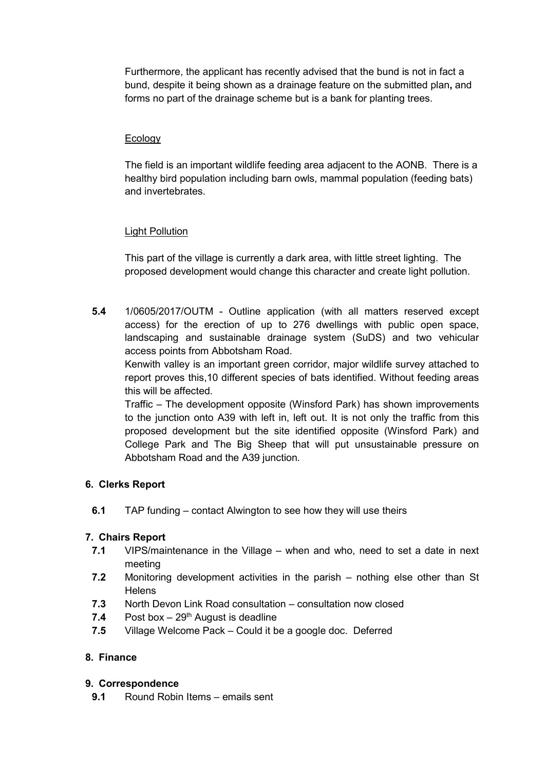Furthermore, the applicant has recently advised that the bund is not in fact a bund, despite it being shown as a drainage feature on the submitted plan**,** and forms no part of the drainage scheme but is a bank for planting trees.

Ecology

The field is an important wildlife feeding area adjacent to the AONB. There is a healthy bird population including barn owls, mammal population (feeding bats) and invertebrates.

Light Pollution

This part of the village is currently a dark area, with little street lighting. The proposed development would change this character and create light pollution.

**5.4** 1/0605/2017/OUTM - Outline application (with all matters reserved except access) for the erection of up to 276 dwellings with public open space, landscaping and sustainable drainage system (SuDS) and two vehicular access points from Abbotsham Road.
Kenwith valley is an important green corridor, major wildlife survey attached to report proves this,10 different species of bats identified. Without feeding areas this will be affected.
Traffic – The development opposite (Winsford Park) has shown improvements to the junction onto A39 with left in, left out. It is not only the traffic from this proposed development but the site identified opposite (Winsford Park) and College Park and The Big Sheep that will put unsustainable pressure on Abbotsham Road and the A39 junction.

**6. Clerks Report**

**6.1** TAP funding – contact Alwington to see how they will use theirs

**7. Chairs Report**

**7.1** VIPS/maintenance in the Village – when and who, need to set a date in next meeting
**7.2** Monitoring development activities in the parish – nothing else other than St Helens
**7.3** North Devon Link Road consultation – consultation now closed
**7.4** Post box – 29th August is deadline
**7.5** Village Welcome Pack – Could it be a google doc. Deferred

**8. Finance**

**9. Correspondence**

**9.1** Round Robin Items – emails sent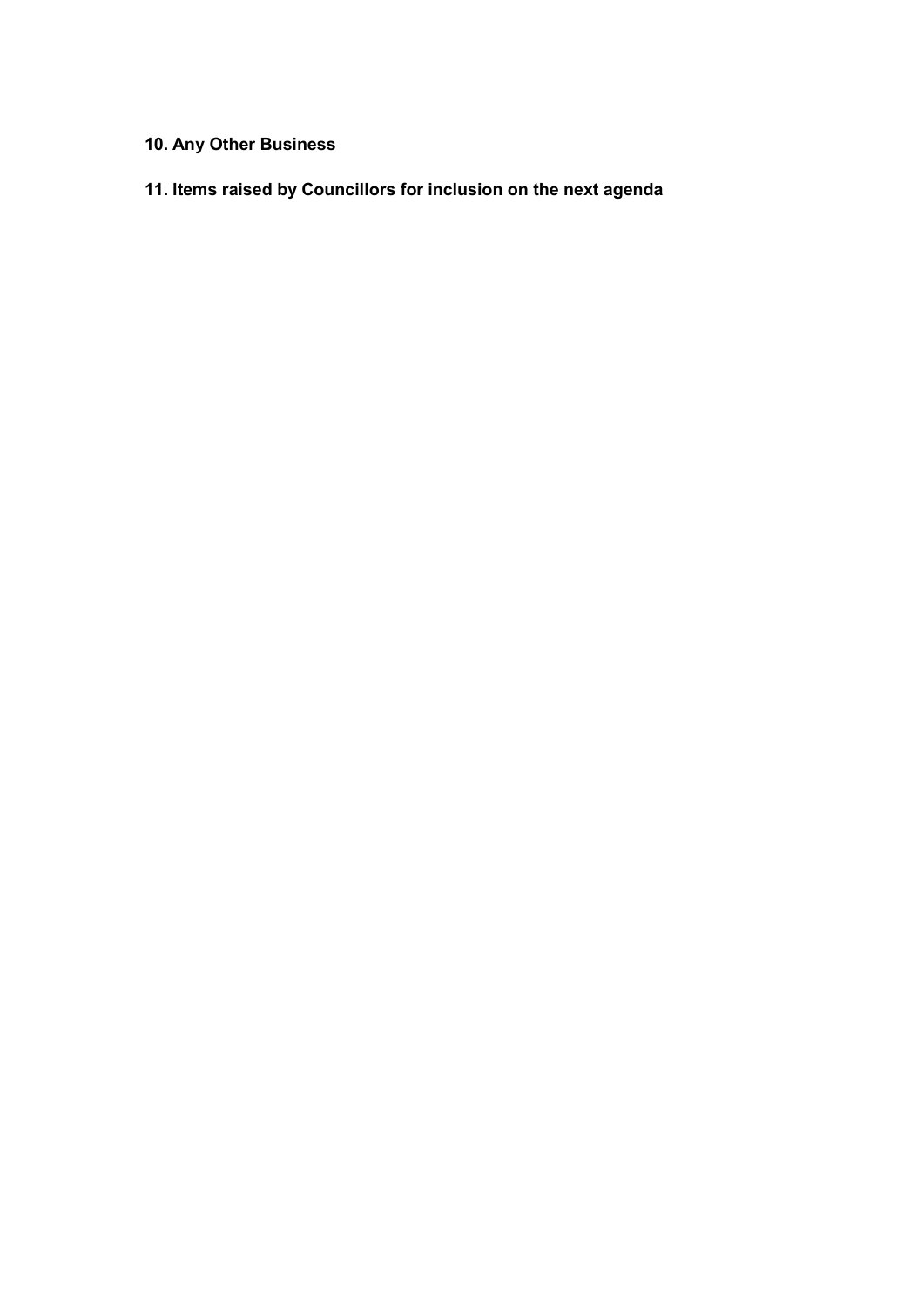**10. Any Other Business**

**11. Items raised by Councillors for inclusion on the next agenda**